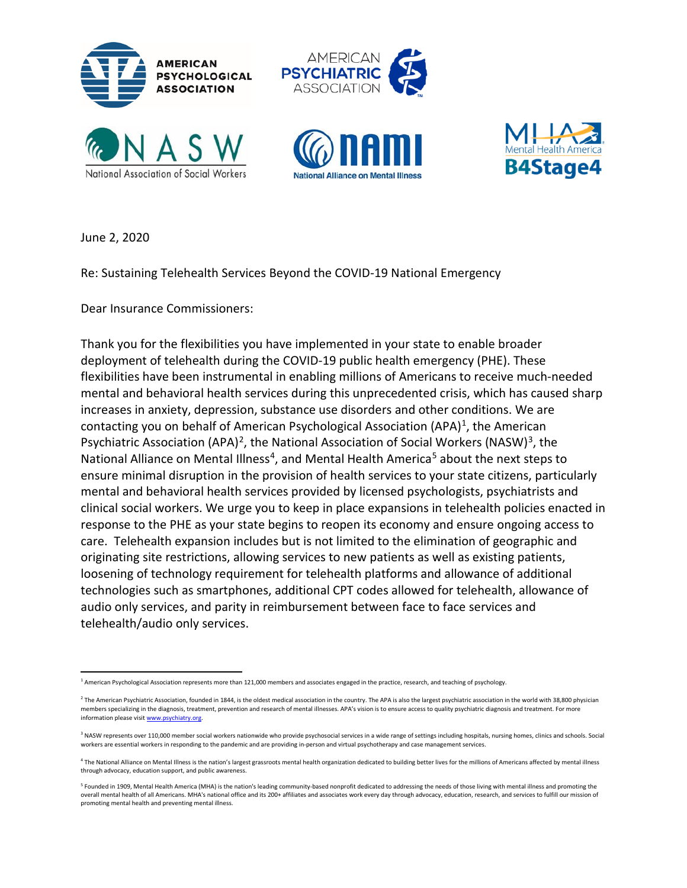June 2, 2020

Re: Sustaining Telehealth Services Beyond the COVID-19 National Emergency

Dear Insurance Commissioners:

Thank you for the flexibilities you have implemented in your state to enable broader deployment of telehealth during the COVID-19 public health emergency (PHE). These flexibilities have been instrumental in enabling millions of Americans to receive much-needed mental and behavioral health services during this unprecedented crisis, which has caused sharp increases in anxiety, depression, substance use disorders and other conditions. We are contacting you on behalf of American Psychological Association (APA)[1], the American Psychiatric Association (APA)[2], the National Association of Social Workers (NASW)[3], the National Alliance on Mental Illness[4], and Mental Health America[5] about the next steps to ensure minimal disruption in the provision of health services to your state citizens, particularly mental and behavioral health services provided by licensed psychologists, psychiatrists and clinical social workers. We urge you to keep in place expansions in telehealth policies enacted in response to the PHE as your state begins to reopen its economy and ensure ongoing access to care. Telehealth expansion includes but is not limited to the elimination of geographic and originating site restrictions, allowing services to new patients as well as existing patients, loosening of technology requirement for telehealth platforms and allowance of additional technologies such as smartphones, additional CPT codes allowed for telehealth, allowance of audio only services, and parity in reimbursement between face to face services and telehealth/audio only services.

---

[1] American Psychological Association represents more than 121,000 members and associates engaged in the practice, research, and teaching of psychology.

[2] The American Psychiatric Association, founded in 1844, is the oldest medical association in the country. The APA is also the largest psychiatric association in the world with 38,800 physician members specializing in the diagnosis, treatment, prevention and research of mental illnesses. APA's vision is to ensure access to quality psychiatric diagnosis and treatment. For more information please visit www.psychiatry.org.

[3] NASW represents over 110,000 member social workers nationwide who provide psychosocial services in a wide range of settings including hospitals, nursing homes, clinics and schools. Social workers are essential workers in responding to the pandemic and are providing in-person and virtual psychotherapy and case management services.

[4] The National Alliance on Mental Illness is the nation's largest grassroots mental health organization dedicated to building better lives for the millions of Americans affected by mental illness through advocacy, education support, and public awareness.

[5] Founded in 1909, Mental Health America (MHA) is the nation's leading community-based nonprofit dedicated to addressing the needs of those living with mental illness and promoting the overall mental health of all Americans. MHA's national office and its 200+ affiliates and associates work every day through advocacy, education, research, and services to fulfill our mission of promoting mental health and preventing mental illness.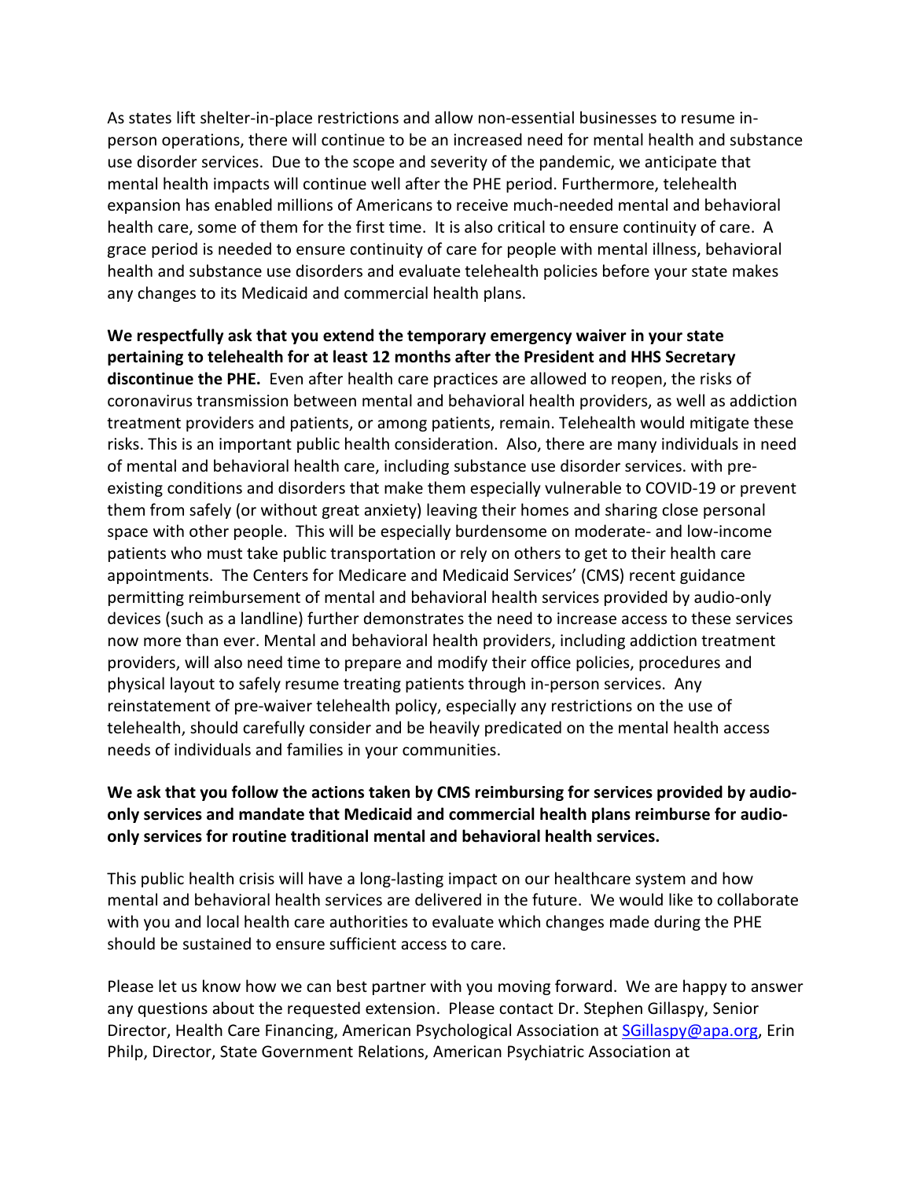As states lift shelter-in-place restrictions and allow non-essential businesses to resume in-person operations, there will continue to be an increased need for mental health and substance use disorder services. Due to the scope and severity of the pandemic, we anticipate that mental health impacts will continue well after the PHE period. Furthermore, telehealth expansion has enabled millions of Americans to receive much-needed mental and behavioral health care, some of them for the first time. It is also critical to ensure continuity of care. A grace period is needed to ensure continuity of care for people with mental illness, behavioral health and substance use disorders and evaluate telehealth policies before your state makes any changes to its Medicaid and commercial health plans.

**We respectfully ask that you extend the temporary emergency waiver in your state pertaining to telehealth for at least 12 months after the President and HHS Secretary discontinue the PHE.** Even after health care practices are allowed to reopen, the risks of coronavirus transmission between mental and behavioral health providers, as well as addiction treatment providers and patients, or among patients, remain. Telehealth would mitigate these risks. This is an important public health consideration. Also, there are many individuals in need of mental and behavioral health care, including substance use disorder services. with pre-existing conditions and disorders that make them especially vulnerable to COVID-19 or prevent them from safely (or without great anxiety) leaving their homes and sharing close personal space with other people. This will be especially burdensome on moderate- and low-income patients who must take public transportation or rely on others to get to their health care appointments. The Centers for Medicare and Medicaid Services' (CMS) recent guidance permitting reimbursement of mental and behavioral health services provided by audio-only devices (such as a landline) further demonstrates the need to increase access to these services now more than ever. Mental and behavioral health providers, including addiction treatment providers, will also need time to prepare and modify their office policies, procedures and physical layout to safely resume treating patients through in-person services. Any reinstatement of pre-waiver telehealth policy, especially any restrictions on the use of telehealth, should carefully consider and be heavily predicated on the mental health access needs of individuals and families in your communities.

**We ask that you follow the actions taken by CMS reimbursing for services provided by audio-only services and mandate that Medicaid and commercial health plans reimburse for audio-only services for routine traditional mental and behavioral health services.**

This public health crisis will have a long-lasting impact on our healthcare system and how mental and behavioral health services are delivered in the future. We would like to collaborate with you and local health care authorities to evaluate which changes made during the PHE should be sustained to ensure sufficient access to care.

Please let us know how we can best partner with you moving forward. We are happy to answer any questions about the requested extension. Please contact Dr. Stephen Gillaspy, Senior Director, Health Care Financing, American Psychological Association at SGillaspy@apa.org, Erin Philp, Director, State Government Relations, American Psychiatric Association at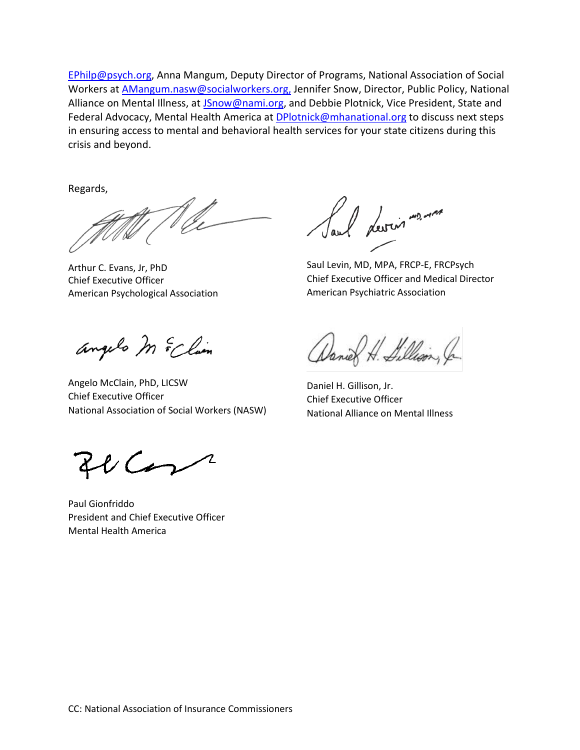EPhilp@psych.org, Anna Mangum, Deputy Director of Programs, National Association of Social Workers at AMangum.nasw@socialworkers.org, Jennifer Snow, Director, Public Policy, National Alliance on Mental Illness, at JSnow@nami.org, and Debbie Plotnick, Vice President, State and Federal Advocacy, Mental Health America at DPlotnick@mhanational.org to discuss next steps in ensuring access to mental and behavioral health services for your state citizens during this crisis and beyond.

Regards,

Arthur C. Evans, Jr, PhD
Chief Executive Officer
American Psychological Association

Saul Levin, MD, MPA, FRCP-E, FRCPsych
Chief Executive Officer and Medical Director
American Psychiatric Association

Angelo McClain, PhD, LICSW
Chief Executive Officer
National Association of Social Workers (NASW)

Daniel H. Gillison, Jr.
Chief Executive Officer
National Alliance on Mental Illness

Paul Gionfriddo
President and Chief Executive Officer
Mental Health America

CC: National Association of Insurance Commissioners